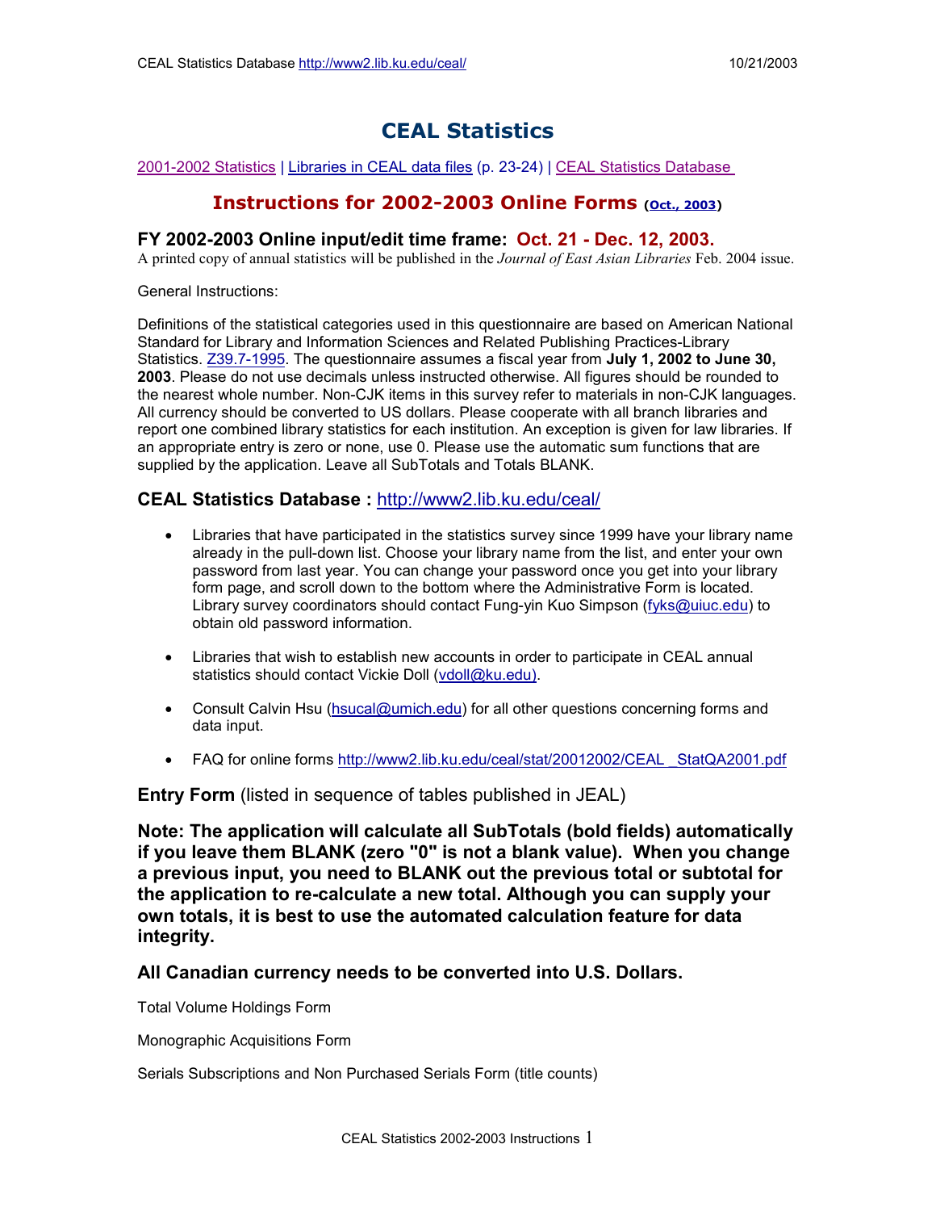# CEAL Statistics

2001-2002 Statistics | Libraries in CEAL data files (p. 23-24) | CEAL Statistics Database

## Instructions for 2002-2003 Online Forms (Oct., 2003)

### FY 2002-2003 Online input/edit time frame: Oct. 21 - Dec. 12, 2003.

A printed copy of annual statistics will be published in the *Journal of East Asian Libraries* Feb. 2004 issue.

General Instructions:

Definitions of the statistical categories used in this questionnaire are based on American National Standard for Library and Information Sciences and Related Publishing Practices-Library Statistics. Z39.7-1995. The questionnaire assumes a fiscal year from **July 1, 2002 to June 30, 2003**. Please do not use decimals unless instructed otherwise. All figures should be rounded to the nearest whole number. Non-CJK items in this survey refer to materials in non-CJK languages. All currency should be converted to US dollars. Please cooperate with all branch libraries and report one combined library statistics for each institution. An exception is given for law libraries. If an appropriate entry is zero or none, use 0. Please use the automatic sum functions that are supplied by the application. Leave all SubTotals and Totals BLANK.

### CEAL Statistics Database : http://www2.lib.ku.edu/ceal/

- Libraries that have participated in the statistics survey since 1999 have your library name already in the pull-down list. Choose your library name from the list, and enter your own password from last year. You can change your password once you get into your library form page, and scroll down to the bottom where the Administrative Form is located. Library survey coordinators should contact Fung-yin Kuo Simpson (fyks@uiuc.edu) to obtain old password information.
- Libraries that wish to establish new accounts in order to participate in CEAL annual statistics should contact Vickie Doll (vdoll@ku.edu).
- Consult Calvin Hsu (hsucal@umich.edu) for all other questions concerning forms and data input.
- FAQ for online forms http://www2.lib.ku.edu/ceal/stat/20012002/CEAL_StatQA2001.pdf

**Entry Form** (listed in sequence of tables published in JEAL)

**Note: The application will calculate all SubTotals (bold fields) automatically if you leave them BLANK (zero "0" is not a blank value). When you change a previous input, you need to BLANK out the previous total or subtotal for the application to re-calculate a new total. Although you can supply your own totals, it is best to use the automated calculation feature for data integrity.**

**All Canadian currency needs to be converted into U.S. Dollars.**

Total Volume Holdings Form

Monographic Acquisitions Form

Serials Subscriptions and Non Purchased Serials Form (title counts)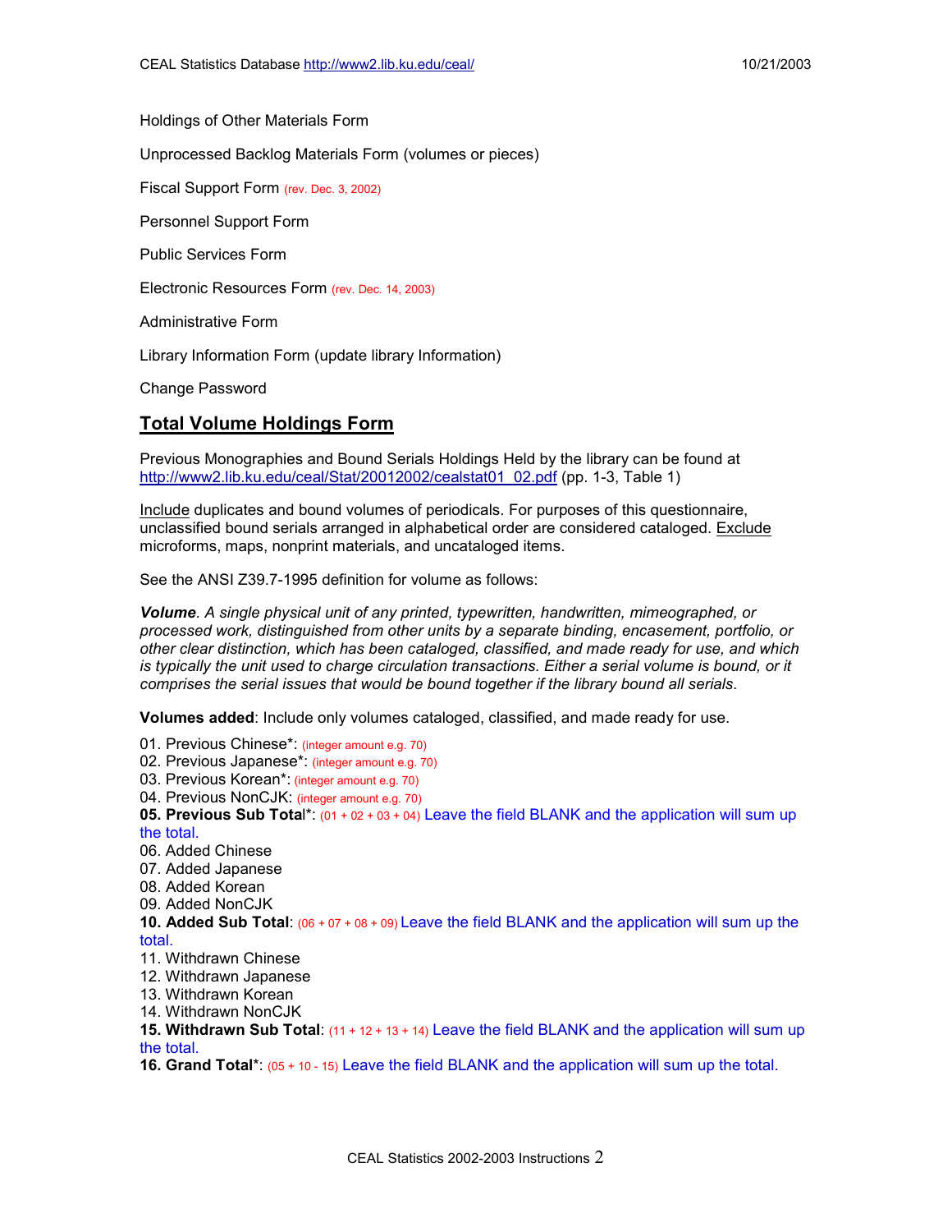Holdings of Other Materials Form

Unprocessed Backlog Materials Form (volumes or pieces)

Fiscal Support Form (rev. Dec. 3, 2002)

Personnel Support Form

Public Services Form

Electronic Resources Form (rev. Dec. 14, 2003)

Administrative Form

Library Information Form (update library Information)

Change Password

## Total Volume Holdings Form

Previous Monographies and Bound Serials Holdings Held by the library can be found at http://www2.lib.ku.edu/ceal/Stat/20012002/cealstat01_02.pdf (pp. 1-3, Table 1)

Include duplicates and bound volumes of periodicals. For purposes of this questionnaire, unclassified bound serials arranged in alphabetical order are considered cataloged. Exclude microforms, maps, nonprint materials, and uncataloged items.

See the ANSI Z39.7-1995 definition for volume as follows:

***Volume**. A single physical unit of any printed, typewritten, handwritten, mimeographed, or processed work, distinguished from other units by a separate binding, encasement, portfolio, or other clear distinction, which has been cataloged, classified, and made ready for use, and which is typically the unit used to charge circulation transactions. Either a serial volume is bound, or it comprises the serial issues that would be bound together if the library bound all serials.*

**Volumes added**: Include only volumes cataloged, classified, and made ready for use.

01. Previous Chinese*: (integer amount e.g. 70)
02. Previous Japanese*: (integer amount e.g. 70)
03. Previous Korean*: (integer amount e.g. 70)
04. Previous NonCJK: (integer amount e.g. 70)
**05. Previous Sub Total***: (01 + 02 + 03 + 04) Leave the field BLANK and the application will sum up the total.
06. Added Chinese
07. Added Japanese
08. Added Korean
09. Added NonCJK
**10. Added Sub Total**: (06 + 07 + 08 + 09) Leave the field BLANK and the application will sum up the total.
11. Withdrawn Chinese
12. Withdrawn Japanese
13. Withdrawn Korean
14. Withdrawn NonCJK
**15. Withdrawn Sub Total**: (11 + 12 + 13 + 14) Leave the field BLANK and the application will sum up the total.
**16. Grand Total***: (05 + 10 - 15) Leave the field BLANK and the application will sum up the total.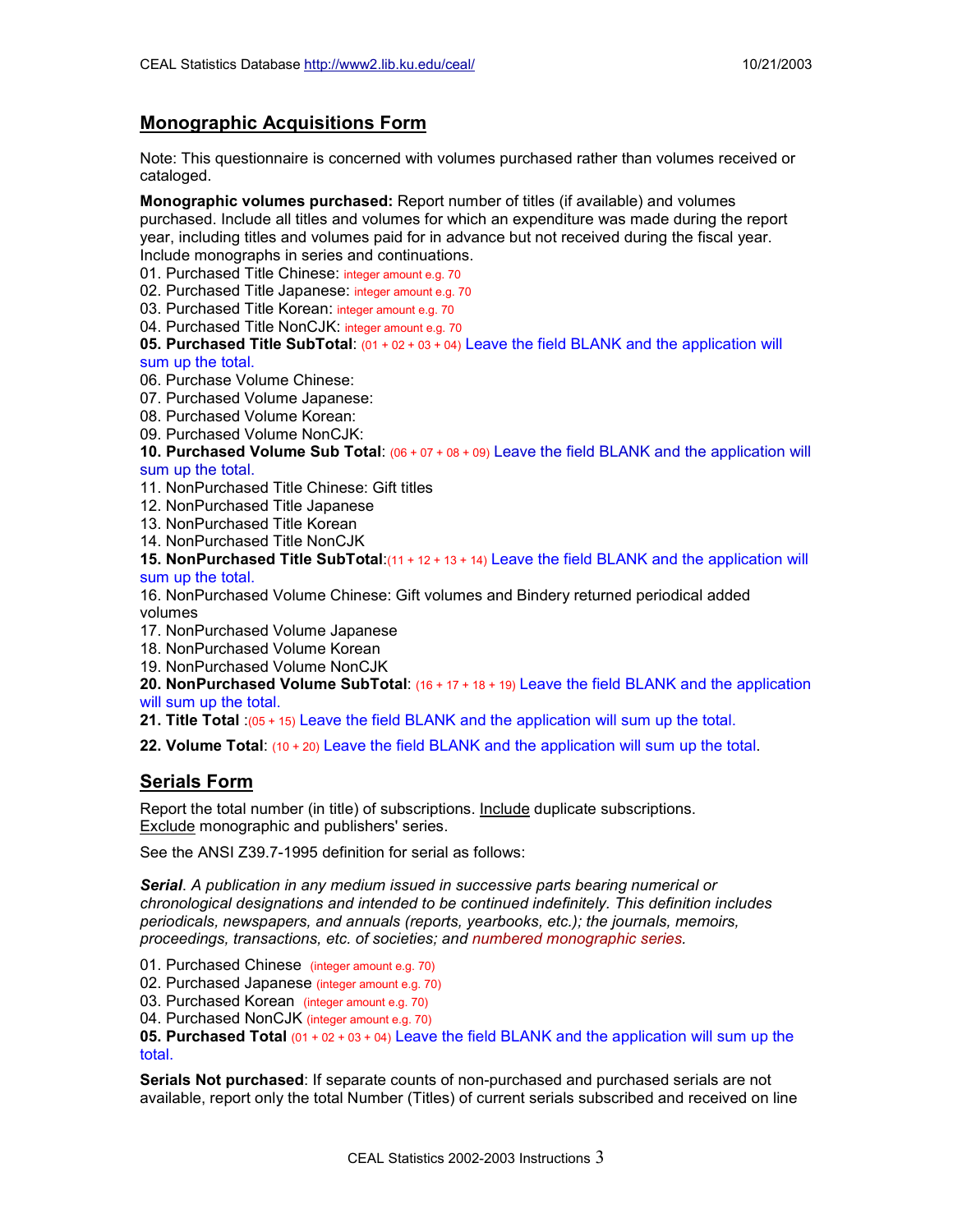## Monographic Acquisitions Form

Note: This questionnaire is concerned with volumes purchased rather than volumes received or cataloged.

**Monographic volumes purchased:** Report number of titles (if available) and volumes purchased. Include all titles and volumes for which an expenditure was made during the report year, including titles and volumes paid for in advance but not received during the fiscal year. Include monographs in series and continuations.

01. Purchased Title Chinese: integer amount e.g. 70
02. Purchased Title Japanese: integer amount e.g. 70
03. Purchased Title Korean: integer amount e.g. 70
04. Purchased Title NonCJK: integer amount e.g. 70
**05. Purchased Title SubTotal**: (01 + 02 + 03 + 04) Leave the field BLANK and the application will sum up the total.
06. Purchase Volume Chinese:
07. Purchased Volume Japanese:
08. Purchased Volume Korean:
09. Purchased Volume NonCJK:
**10. Purchased Volume Sub Total**: (06 + 07 + 08 + 09) Leave the field BLANK and the application will sum up the total.
11. NonPurchased Title Chinese: Gift titles
12. NonPurchased Title Japanese
13. NonPurchased Title Korean
14. NonPurchased Title NonCJK
**15. NonPurchased Title SubTotal**:(11 + 12 + 13 + 14) Leave the field BLANK and the application will sum up the total.
16. NonPurchased Volume Chinese: Gift volumes and Bindery returned periodical added volumes
17. NonPurchased Volume Japanese
18. NonPurchased Volume Korean
19. NonPurchased Volume NonCJK
**20. NonPurchased Volume SubTotal**: (16 + 17 + 18 + 19) Leave the field BLANK and the application will sum up the total.
**21. Title Total** :(05 + 15) Leave the field BLANK and the application will sum up the total.

**22. Volume Total**: (10 + 20) Leave the field BLANK and the application will sum up the total.

## Serials Form

Report the total number (in title) of subscriptions. Include duplicate subscriptions. Exclude monographic and publishers' series.

See the ANSI Z39.7-1995 definition for serial as follows:

***Serial***. *A publication in any medium issued in successive parts bearing numerical or chronological designations and intended to be continued indefinitely. This definition includes periodicals, newspapers, and annuals (reports, yearbooks, etc.); the journals, memoirs, proceedings, transactions, etc. of societies; and numbered monographic series.*

01. Purchased Chinese (integer amount e.g. 70)
02. Purchased Japanese (integer amount e.g. 70)
03. Purchased Korean (integer amount e.g. 70)
04. Purchased NonCJK (integer amount e.g. 70)
**05. Purchased Total** (01 + 02 + 03 + 04) Leave the field BLANK and the application will sum up the total.

**Serials Not purchased**: If separate counts of non-purchased and purchased serials are not available, report only the total Number (Titles) of current serials subscribed and received on line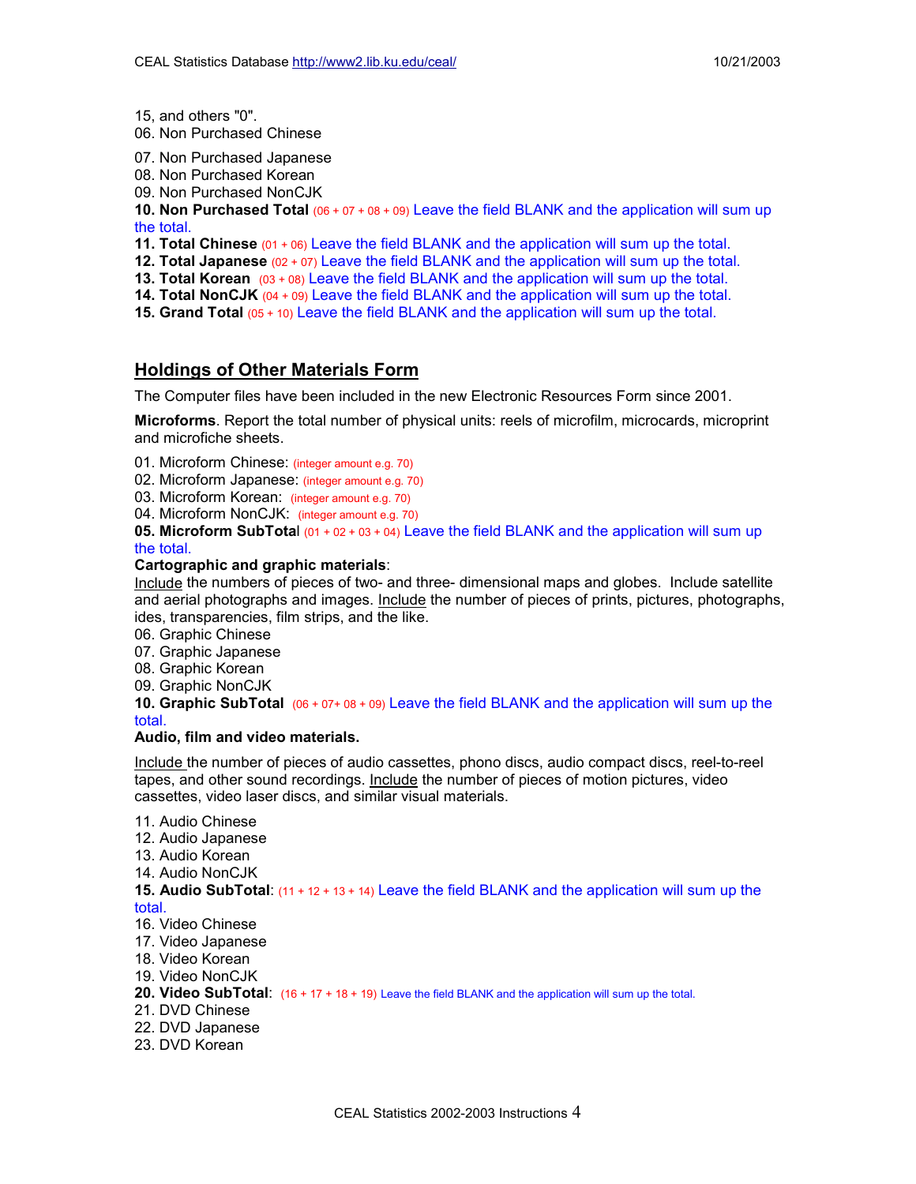15, and others "0".

06. Non Purchased Chinese

07. Non Purchased Japanese

08. Non Purchased Korean

09. Non Purchased NonCJK

**10. Non Purchased Total** (06 + 07 + 08 + 09) Leave the field BLANK and the application will sum up the total.

**11. Total Chinese** (01 + 06) Leave the field BLANK and the application will sum up the total.

**12. Total Japanese** (02 + 07) Leave the field BLANK and the application will sum up the total.

**13. Total Korean** (03 + 08) Leave the field BLANK and the application will sum up the total.

**14. Total NonCJK** (04 + 09) Leave the field BLANK and the application will sum up the total.

**15. Grand Total** (05 + 10) Leave the field BLANK and the application will sum up the total.

## Holdings of Other Materials Form

The Computer files have been included in the new Electronic Resources Form since 2001.

**Microforms**. Report the total number of physical units: reels of microfilm, microcards, microprint and microfiche sheets.

01. Microform Chinese: (integer amount e.g. 70)

02. Microform Japanese: (integer amount e.g. 70)

03. Microform Korean: (integer amount e.g. 70)

04. Microform NonCJK: (integer amount e.g. 70)

**05. Microform SubTotal** (01 + 02 + 03 + 04) Leave the field BLANK and the application will sum up the total.

**Cartographic and graphic materials**:

Include the numbers of pieces of two- and three- dimensional maps and globes. Include satellite and aerial photographs and images. Include the number of pieces of prints, pictures, photographs, ides, transparencies, film strips, and the like.

06. Graphic Chinese

07. Graphic Japanese

08. Graphic Korean

09. Graphic NonCJK

**10. Graphic SubTotal** (06 + 07+ 08 + 09) Leave the field BLANK and the application will sum up the total.

**Audio, film and video materials.**

Include the number of pieces of audio cassettes, phono discs, audio compact discs, reel-to-reel tapes, and other sound recordings. Include the number of pieces of motion pictures, video cassettes, video laser discs, and similar visual materials.

11. Audio Chinese

12. Audio Japanese

13. Audio Korean

14. Audio NonCJK

**15. Audio SubTotal**: (11 + 12 + 13 + 14) Leave the field BLANK and the application will sum up the total.

16. Video Chinese

17. Video Japanese

18. Video Korean

19. Video NonCJK

**20. Video SubTotal**: (16 + 17 + 18 + 19) Leave the field BLANK and the application will sum up the total.

21. DVD Chinese

22. DVD Japanese

23. DVD Korean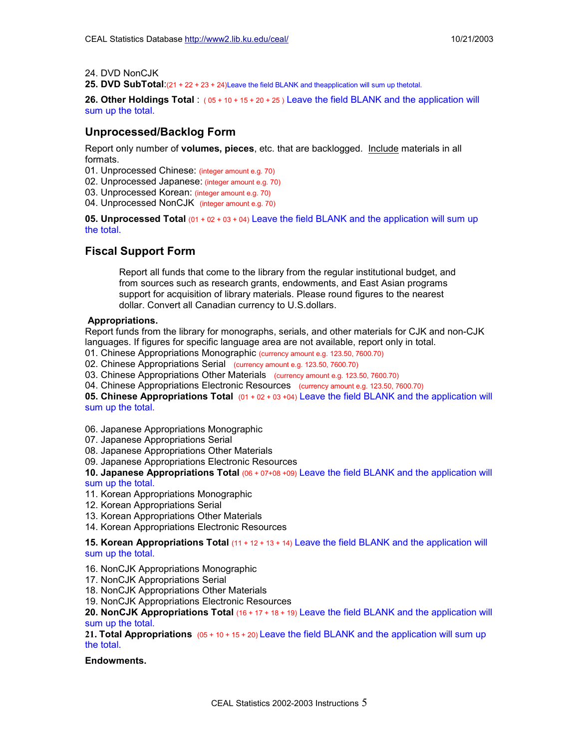24. DVD NonCJK

**25. DVD SubTotal**:(21 + 22 + 23 + 24)Leave the field BLANK and theapplication will sum up thetotal.

**26. Other Holdings Total** : ( 05 + 10 + 15 + 20 + 25 ) Leave the field BLANK and the application will sum up the total.

## Unprocessed/Backlog Form

Report only number of **volumes, pieces**, etc. that are backlogged. Include materials in all formats.

01. Unprocessed Chinese: (integer amount e.g. 70)
02. Unprocessed Japanese: (integer amount e.g. 70)
03. Unprocessed Korean: (integer amount e.g. 70)
04. Unprocessed NonCJK (integer amount e.g. 70)

**05. Unprocessed Total** (01 + 02 + 03 + 04) Leave the field BLANK and the application will sum up the total.

## Fiscal Support Form

Report all funds that come to the library from the regular institutional budget, and from sources such as research grants, endowments, and East Asian programs support for acquisition of library materials. Please round figures to the nearest dollar. Convert all Canadian currency to U.S.dollars.

**Appropriations.**

Report funds from the library for monographs, serials, and other materials for CJK and non-CJK languages. If figures for specific language area are not available, report only in total.

01. Chinese Appropriations Monographic (currency amount e.g. 123.50, 7600.70)
02. Chinese Appropriations Serial (currency amount e.g. 123.50, 7600.70)
03. Chinese Appropriations Other Materials (currency amount e.g. 123.50, 7600.70)
04. Chinese Appropriations Electronic Resources (currency amount e.g. 123.50, 7600.70)

**05. Chinese Appropriations Total** (01 + 02 + 03 +04) Leave the field BLANK and the application will sum up the total.

06. Japanese Appropriations Monographic
07. Japanese Appropriations Serial
08. Japanese Appropriations Other Materials
09. Japanese Appropriations Electronic Resources

**10. Japanese Appropriations Total** (06 + 07+08 +09) Leave the field BLANK and the application will sum up the total.

11. Korean Appropriations Monographic
12. Korean Appropriations Serial
13. Korean Appropriations Other Materials
14. Korean Appropriations Electronic Resources

**15. Korean Appropriations Total** (11 + 12 + 13 + 14) Leave the field BLANK and the application will sum up the total.

16. NonCJK Appropriations Monographic
17. NonCJK Appropriations Serial
18. NonCJK Appropriations Other Materials
19. NonCJK Appropriations Electronic Resources

**20. NonCJK Appropriations Total** (16 + 17 + 18 + 19) Leave the field BLANK and the application will sum up the total.

**21. Total Appropriations** (05 + 10 + 15 + 20) Leave the field BLANK and the application will sum up the total.

**Endowments.**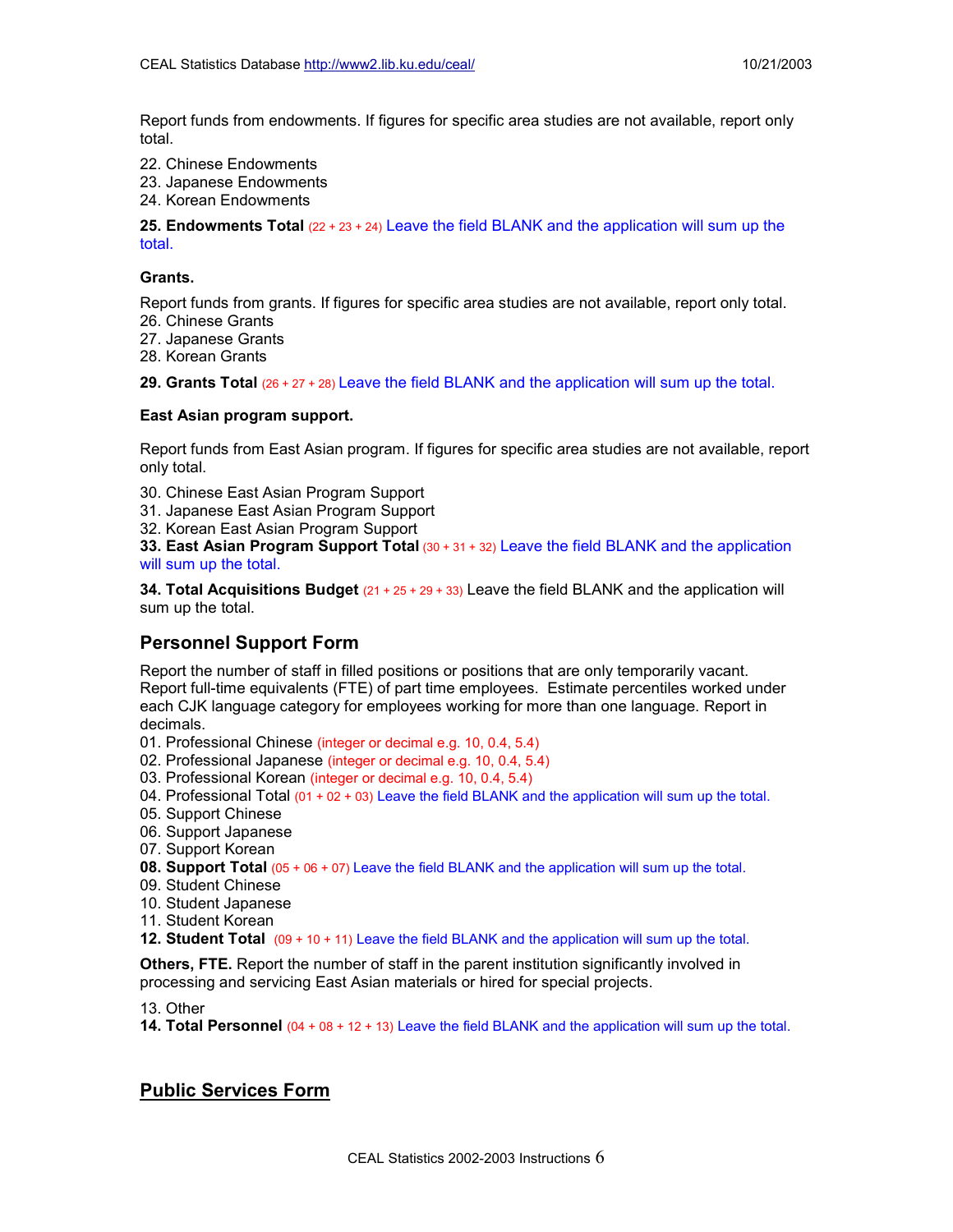Report funds from endowments. If figures for specific area studies are not available, report only total.

22. Chinese Endowments
23. Japanese Endowments
24. Korean Endowments

**25. Endowments Total** (22 + 23 + 24) Leave the field BLANK and the application will sum up the total.

**Grants.**

Report funds from grants. If figures for specific area studies are not available, report only total.

26. Chinese Grants
27. Japanese Grants
28. Korean Grants

**29. Grants Total** (26 + 27 + 28) Leave the field BLANK and the application will sum up the total.

**East Asian program support.**

Report funds from East Asian program. If figures for specific area studies are not available, report only total.

30. Chinese East Asian Program Support
31. Japanese East Asian Program Support
32. Korean East Asian Program Support
**33. East Asian Program Support Total** (30 + 31 + 32) Leave the field BLANK and the application will sum up the total.

**34. Total Acquisitions Budget** (21 + 25 + 29 + 33) Leave the field BLANK and the application will sum up the total.

## Personnel Support Form

Report the number of staff in filled positions or positions that are only temporarily vacant. Report full-time equivalents (FTE) of part time employees. Estimate percentiles worked under each CJK language category for employees working for more than one language. Report in decimals.

01. Professional Chinese (integer or decimal e.g. 10, 0.4, 5.4)
02. Professional Japanese (integer or decimal e.g. 10, 0.4, 5.4)
03. Professional Korean (integer or decimal e.g. 10, 0.4, 5.4)
04. Professional Total (01 + 02 + 03) Leave the field BLANK and the application will sum up the total.
05. Support Chinese
06. Support Japanese
07. Support Korean
**08. Support Total** (05 + 06 + 07) Leave the field BLANK and the application will sum up the total.
09. Student Chinese
10. Student Japanese
11. Student Korean
**12. Student Total** (09 + 10 + 11) Leave the field BLANK and the application will sum up the total.

**Others, FTE.** Report the number of staff in the parent institution significantly involved in processing and servicing East Asian materials or hired for special projects.

13. Other
**14. Total Personnel** (04 + 08 + 12 + 13) Leave the field BLANK and the application will sum up the total.

## Public Services Form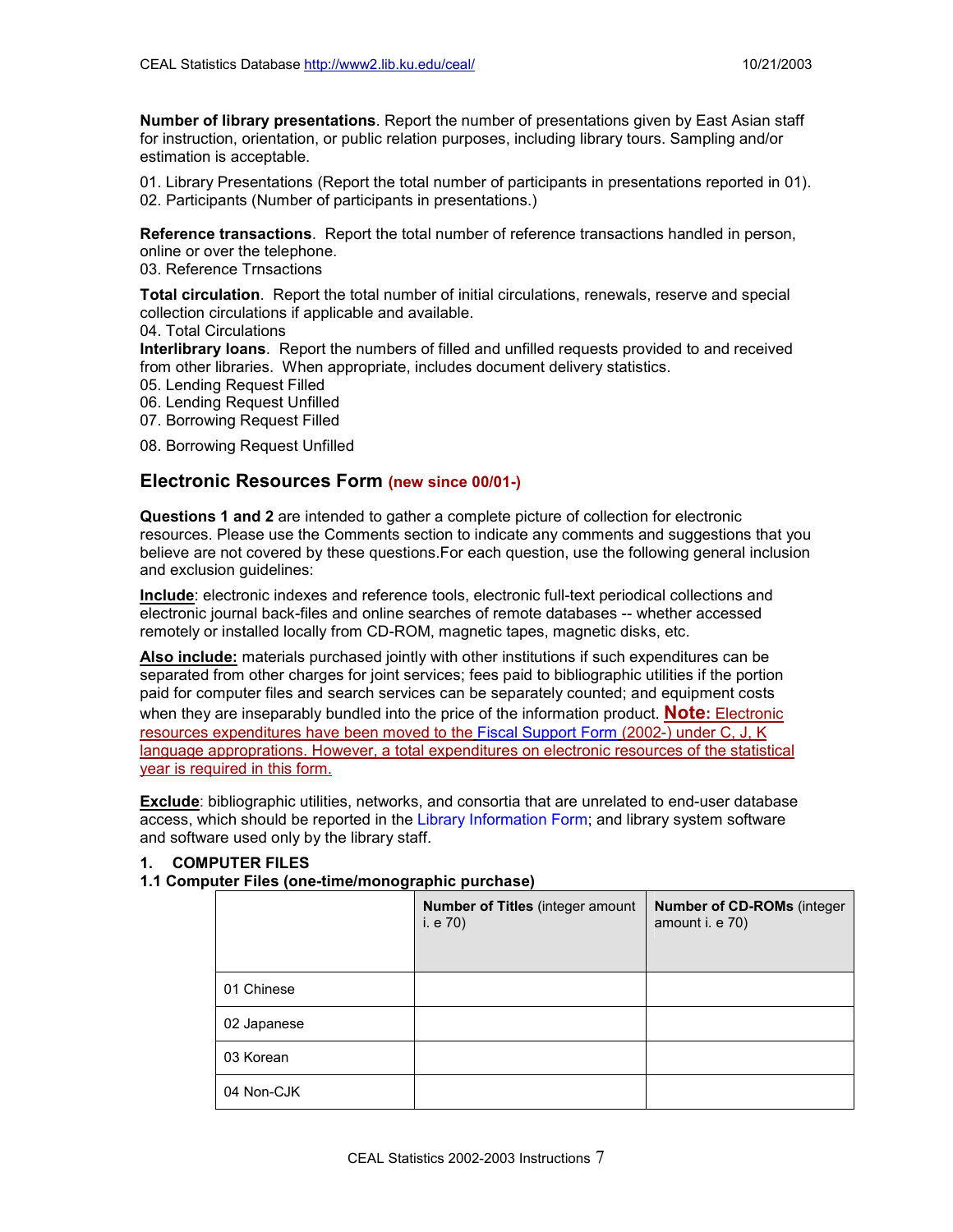**Number of library presentations**. Report the number of presentations given by East Asian staff for instruction, orientation, or public relation purposes, including library tours. Sampling and/or estimation is acceptable.

01. Library Presentations (Report the total number of participants in presentations reported in 01).
02. Participants (Number of participants in presentations.)

**Reference transactions**. Report the total number of reference transactions handled in person, online or over the telephone.
03. Reference Trnsactions

**Total circulation**. Report the total number of initial circulations, renewals, reserve and special collection circulations if applicable and available.
04. Total Circulations

**Interlibrary loans**. Report the numbers of filled and unfilled requests provided to and received from other libraries. When appropriate, includes document delivery statistics.
05. Lending Request Filled
06. Lending Request Unfilled
07. Borrowing Request Filled
08. Borrowing Request Unfilled

## Electronic Resources Form (new since 00/01-)

**Questions 1 and 2** are intended to gather a complete picture of collection for electronic resources. Please use the Comments section to indicate any comments and suggestions that you believe are not covered by these questions.For each question, use the following general inclusion and exclusion guidelines:

**Include**: electronic indexes and reference tools, electronic full-text periodical collections and electronic journal back-files and online searches of remote databases -- whether accessed remotely or installed locally from CD-ROM, magnetic tapes, magnetic disks, etc.

**Also include:** materials purchased jointly with other institutions if such expenditures can be separated from other charges for joint services; fees paid to bibliographic utilities if the portion paid for computer files and search services can be separately counted; and equipment costs when they are inseparably bundled into the price of the information product. **Note:** Electronic resources expenditures have been moved to the Fiscal Support Form (2002-) under C, J, K language appropriations. However, a total expenditures on electronic resources of the statistical year is required in this form.

**Exclude**: bibliographic utilities, networks, and consortia that are unrelated to end-user database access, which should be reported in the Library Information Form; and library system software and software used only by the library staff.

### 1. COMPUTER FILES

#### 1.1 Computer Files (one-time/monographic purchase)

| | **Number of Titles** (integer amount i. e 70) | **Number of CD-ROMs** (integer amount i. e 70) |
|---|---|---|
| 01 Chinese | | |
| 02 Japanese | | |
| 03 Korean | | |
| 04 Non-CJK | | |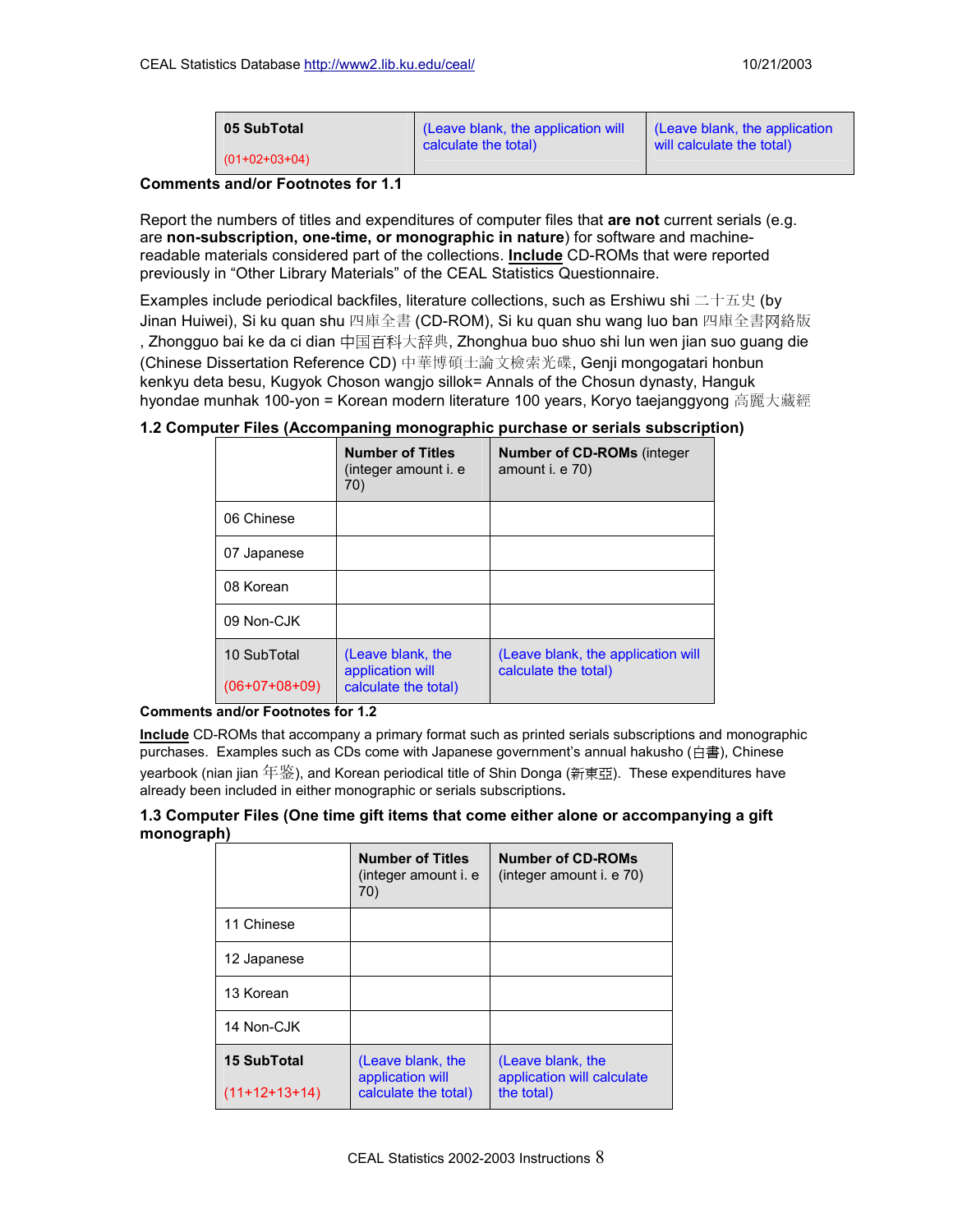| 05 SubTotal (01+02+03+04) | (Leave blank, the application will calculate the total) | (Leave blank, the application will calculate the total) |
|---|---|---|

**Comments and/or Footnotes for 1.1**

Report the numbers of titles and expenditures of computer files that **are not** current serials (e.g. are **non-subscription, one-time, or monographic in nature**) for software and machine-readable materials considered part of the collections. **Include** CD-ROMs that were reported previously in "Other Library Materials" of the CEAL Statistics Questionnaire.

Examples include periodical backfiles, literature collections, such as Ershiwu shi 二十五史 (by Jinan Huiwei), Si ku quan shu 四庫全書 (CD-ROM), Si ku quan shu wang luo ban 四庫全書网絡版, Zhongguo bai ke da ci dian 中国百科大辞典, Zhonghua buo shuo shi lun wen jian suo guang die (Chinese Dissertation Reference CD) 中華博碩士論文檢索光碟, Genji mongogatari honbun kenkyu deta besu, Kugyok Choson wangjo sillok= Annals of the Chosun dynasty, Hanguk hyondae munhak 100-yon = Korean modern literature 100 years, Koryo taejanggyong 高麗大藏經

### 1.2 Computer Files (Accompaning monographic purchase or serials subscription)

| | **Number of Titles** (integer amount i. e 70) | **Number of CD-ROMs** (integer amount i. e 70) |
|---|---|---|
| 06 Chinese | | |
| 07 Japanese | | |
| 08 Korean | | |
| 09 Non-CJK | | |
| 10 SubTotal (06+07+08+09) | (Leave blank, the application will calculate the total) | (Leave blank, the application will calculate the total) |

**Comments and/or Footnotes for 1.2**

**Include** CD-ROMs that accompany a primary format such as printed serials subscriptions and monographic purchases. Examples such as CDs come with Japanese government's annual hakusho (白書), Chinese yearbook (nian jian 年鉴), and Korean periodical title of Shin Donga (新東亞). These expenditures have already been included in either monographic or serials subscriptions.

### 1.3 Computer Files (One time gift items that come either alone or accompanying a gift monograph)

| | **Number of Titles** (integer amount i. e 70) | **Number of CD-ROMs** (integer amount i. e 70) |
|---|---|---|
| 11 Chinese | | |
| 12 Japanese | | |
| 13 Korean | | |
| 14 Non-CJK | | |
| **15 SubTotal** (11+12+13+14) | (Leave blank, the application will calculate the total) | (Leave blank, the application will calculate the total) |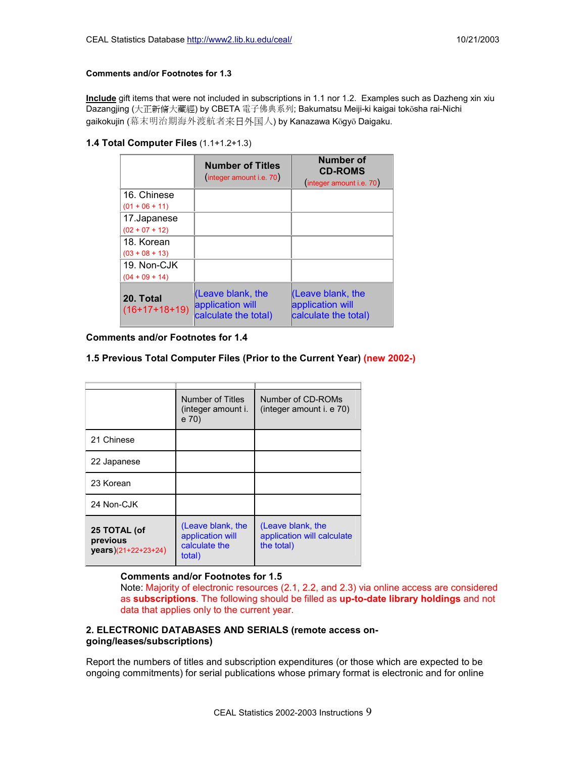**Comments and/or Footnotes for 1.3**

**Include** gift items that were not included in subscriptions in 1.1 nor 1.2. Examples such as Dazheng xin xiu Dazangjing (大正新脩大藏經) by CBETA 電子佛典系列; Bakumatsu Meiji-ki kaigai tokōsha rai-Nichi gaikokujin (幕末明治期海外渡航者来日外国人) by Kanazawa Kōgyō Daigaku.

**1.4 Total Computer Files** (1.1+1.2+1.3)

| | **Number of Titles** (integer amount i.e. 70) | **Number of CD-ROMS** (integer amount i.e. 70) |
|---|---|---|
| 16. Chinese (01 + 06 + 11) | | |
| 17.Japanese (02 + 07 + 12) | | |
| 18. Korean (03 + 08 + 13) | | |
| 19. Non-CJK (04 + 09 + 14) | | |
| **20. Total** (16+17+18+19) | (Leave blank, the application will calculate the total) | (Leave blank, the application will calculate the total) |

**Comments and/or Footnotes for 1.4**

**1.5 Previous Total Computer Files (Prior to the Current Year) (new 2002-)**

| | Number of Titles (integer amount i. e 70) | Number of CD-ROMs (integer amount i. e 70) |
|---|---|---|
| 21 Chinese | | |
| 22 Japanese | | |
| 23 Korean | | |
| 24 Non-CJK | | |
| **25 TOTAL (of previous years)**(21+22+23+24) | (Leave blank, the application will calculate the total) | (Leave blank, the application will calculate the total) |

**Comments and/or Footnotes for 1.5**

Note: Majority of electronic resources (2.1, 2.2, and 2.3) via online access are considered as **subscriptions**. The following should be filled as **up-to-date library holdings** and not data that applies only to the current year.

**2. ELECTRONIC DATABASES AND SERIALS (remote access on-going/leases/subscriptions)**

Report the numbers of titles and subscription expenditures (or those which are expected to be ongoing commitments) for serial publications whose primary format is electronic and for online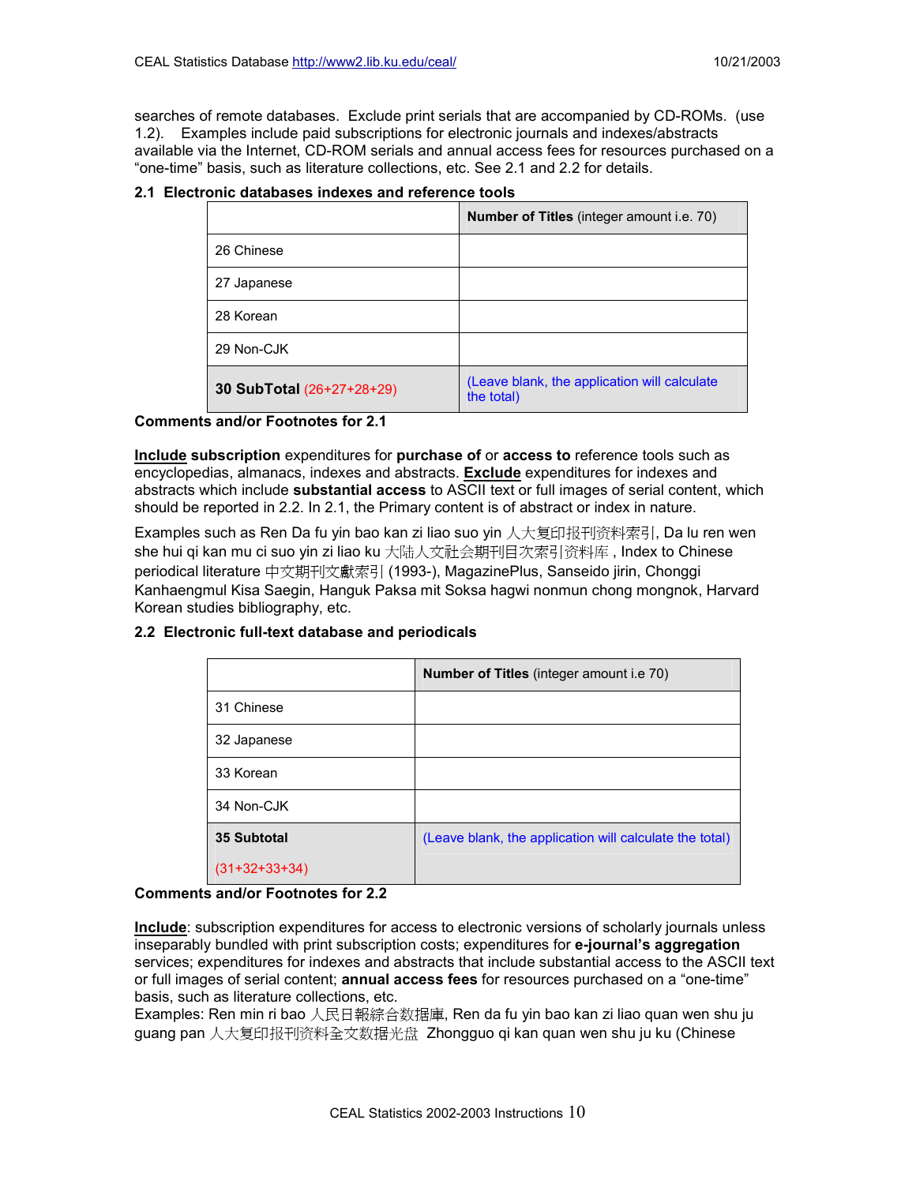searches of remote databases. Exclude print serials that are accompanied by CD-ROMs. (use 1.2). Examples include paid subscriptions for electronic journals and indexes/abstracts available via the Internet, CD-ROM serials and annual access fees for resources purchased on a "one-time" basis, such as literature collections, etc. See 2.1 and 2.2 for details.

### 2.1 Electronic databases indexes and reference tools

| | **Number of Titles** (integer amount i.e. 70) |
|---|---|
| 26 Chinese | |
| 27 Japanese | |
| 28 Korean | |
| 29 Non-CJK | |
| **30 SubTotal** (26+27+28+29) | (Leave blank, the application will calculate the total) |

**Comments and/or Footnotes for 2.1**

**Include subscription** expenditures for **purchase of** or **access to** reference tools such as encyclopedias, almanacs, indexes and abstracts. **Exclude** expenditures for indexes and abstracts which include **substantial access** to ASCII text or full images of serial content, which should be reported in 2.2. In 2.1, the Primary content is of abstract or index in nature.

Examples such as Ren Da fu yin bao kan zi liao suo yin 人大复印报刊资料索引, Da lu ren wen she hui qi kan mu ci suo yin zi liao ku 大陆人文社会期刊目次索引资料库 , Index to Chinese periodical literature 中文期刊文獻索引 (1993-), MagazinePlus, Sanseido jirin, Chonggi Kanhaengmul Kisa Saegin, Hanguk Paksa mit Soksa hagwi nonmun chong mongnok, Harvard Korean studies bibliography, etc.

### 2.2 Electronic full-text database and periodicals

| | **Number of Titles** (integer amount i.e 70) |
|---|---|
| 31 Chinese | |
| 32 Japanese | |
| 33 Korean | |
| 34 Non-CJK | |
| **35 Subtotal** (31+32+33+34) | (Leave blank, the application will calculate the total) |

**Comments and/or Footnotes for 2.2**

**Include**: subscription expenditures for access to electronic versions of scholarly journals unless inseparably bundled with print subscription costs; expenditures for **e-journal's aggregation** services; expenditures for indexes and abstracts that include substantial access to the ASCII text or full images of serial content; **annual access fees** for resources purchased on a "one-time" basis, such as literature collections, etc.
Examples: Ren min ri bao 人民日報綜合数据庫, Ren da fu yin bao kan zi liao quan wen shu ju guang pan 人大复印报刊资料全文数据光盘 Zhongguo qi kan quan wen shu ju ku (Chinese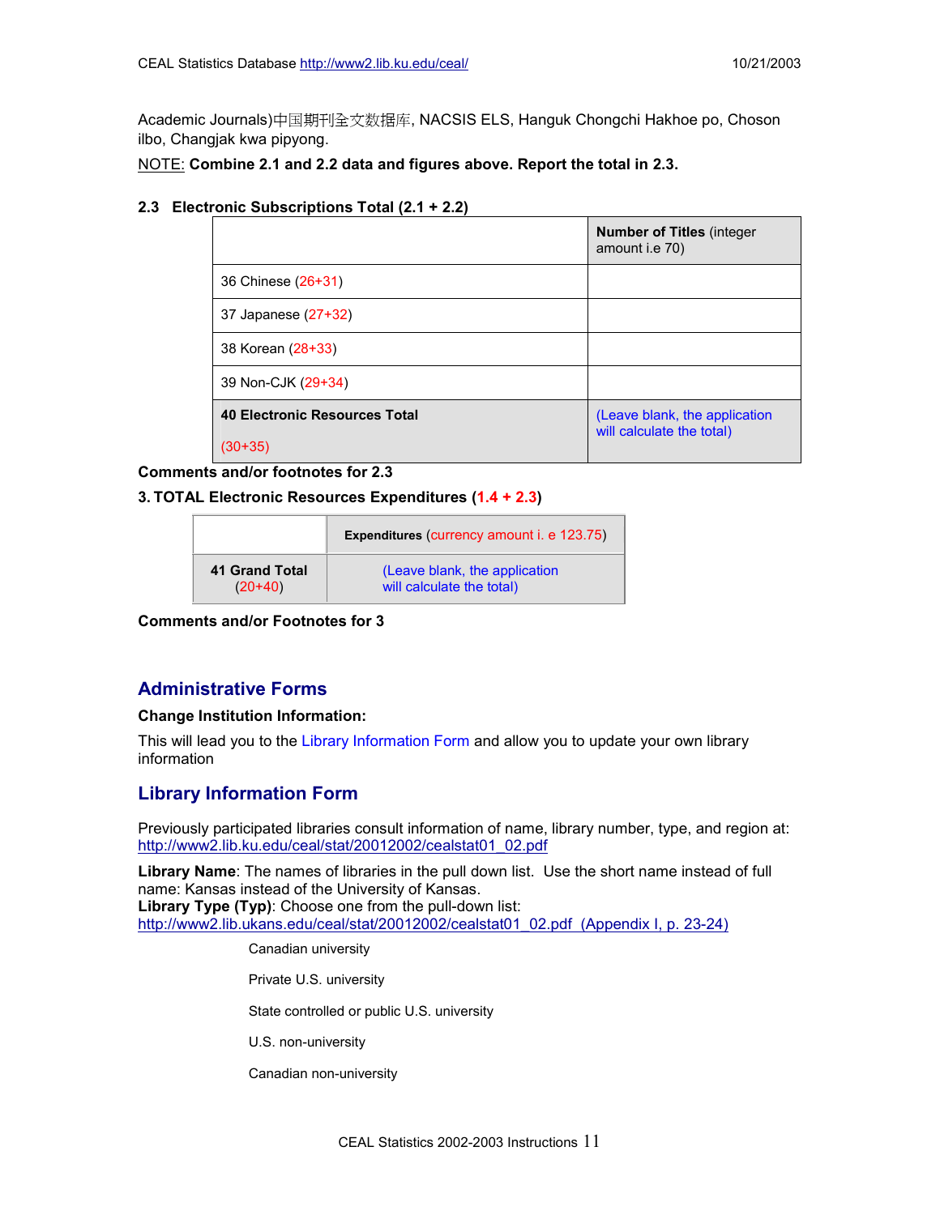Academic Journals)中国期刊全文数据库, NACSIS ELS, Hanguk Chongchi Hakhoe po, Choson ilbo, Changjak kwa pipyong.

NOTE: **Combine 2.1 and 2.2 data and figures above. Report the total in 2.3.**

### 2.3 Electronic Subscriptions Total (2.1 + 2.2)

| | **Number of Titles** (integer amount i.e 70) |
|---|---|
| 36 Chinese (26+31) | |
| 37 Japanese (27+32) | |
| 38 Korean (28+33) | |
| 39 Non-CJK (29+34) | |
| **40 Electronic Resources Total** (30+35) | (Leave blank, the application will calculate the total) |

**Comments and/or footnotes for 2.3**

### 3. TOTAL Electronic Resources Expenditures (1.4 + 2.3)

| | **Expenditures** (currency amount i. e 123.75) |
|---|---|
| **41 Grand Total** (20+40) | (Leave blank, the application will calculate the total) |

**Comments and/or Footnotes for 3**

## Administrative Forms

**Change Institution Information:**

This will lead you to the Library Information Form and allow you to update your own library information

## Library Information Form

Previously participated libraries consult information of name, library number, type, and region at: http://www2.lib.ku.edu/ceal/stat/20012002/cealstat01_02.pdf

**Library Name**: The names of libraries in the pull down list. Use the short name instead of full name: Kansas instead of the University of Kansas.
**Library Type (Typ)**: Choose one from the pull-down list: http://www2.lib.ukans.edu/ceal/stat/20012002/cealstat01_02.pdf (Appendix I, p. 23-24)

- Canadian university
- Private U.S. university
- State controlled or public U.S. university
- U.S. non-university
- Canadian non-university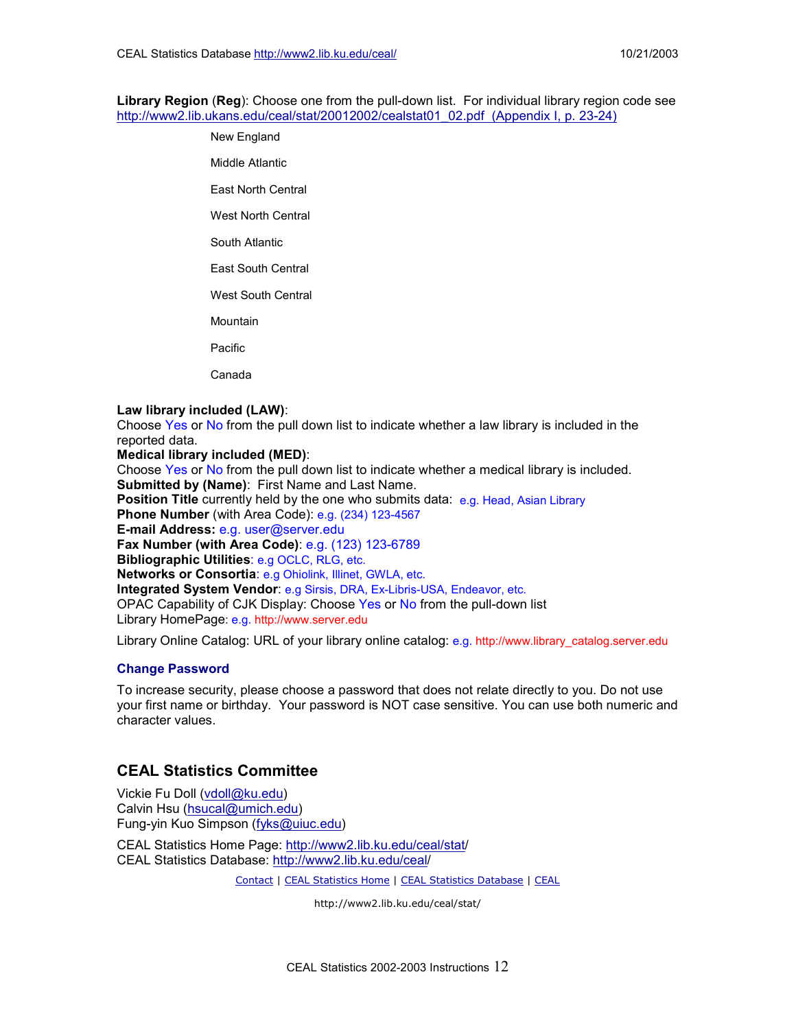**Library Region** (**Reg**): Choose one from the pull-down list. For individual library region code see http://www2.lib.ukans.edu/ceal/stat/20012002/cealstat01_02.pdf (Appendix I, p. 23-24)

- New England
- Middle Atlantic
- East North Central
- West North Central
- South Atlantic
- East South Central
- West South Central
- Mountain
- Pacific
- Canada

**Law library included (LAW)**:
Choose Yes or No from the pull down list to indicate whether a law library is included in the reported data.
**Medical library included (MED)**:
Choose Yes or No from the pull down list to indicate whether a medical library is included.
**Submitted by (Name)**: First Name and Last Name.
**Position Title** currently held by the one who submits data: e.g. Head, Asian Library
**Phone Number** (with Area Code): e.g. (234) 123-4567
**E-mail Address:** e.g. user@server.edu
**Fax Number (with Area Code)**: e.g. (123) 123-6789
**Bibliographic Utilities**: e.g OCLC, RLG, etc.
**Networks or Consortia**: e.g Ohiolink, Illinet, GWLA, etc.
**Integrated System Vendor**: e.g Sirsis, DRA, Ex-Libris-USA, Endeavor, etc.
OPAC Capability of CJK Display: Choose Yes or No from the pull-down list
Library HomePage: e.g. http://www.server.edu

Library Online Catalog: URL of your library online catalog: e.g. http://www.library_catalog.server.edu

### Change Password

To increase security, please choose a password that does not relate directly to you. Do not use your first name or birthday. Your password is NOT case sensitive. You can use both numeric and character values.

## CEAL Statistics Committee

Vickie Fu Doll (vdoll@ku.edu)
Calvin Hsu (hsucal@umich.edu)
Fung-yin Kuo Simpson (fyks@uiuc.edu)

CEAL Statistics Home Page: http://www2.lib.ku.edu/ceal/stat/
CEAL Statistics Database: http://www2.lib.ku.edu/ceal/

Contact | CEAL Statistics Home | CEAL Statistics Database | CEAL

http://www2.lib.ku.edu/ceal/stat/